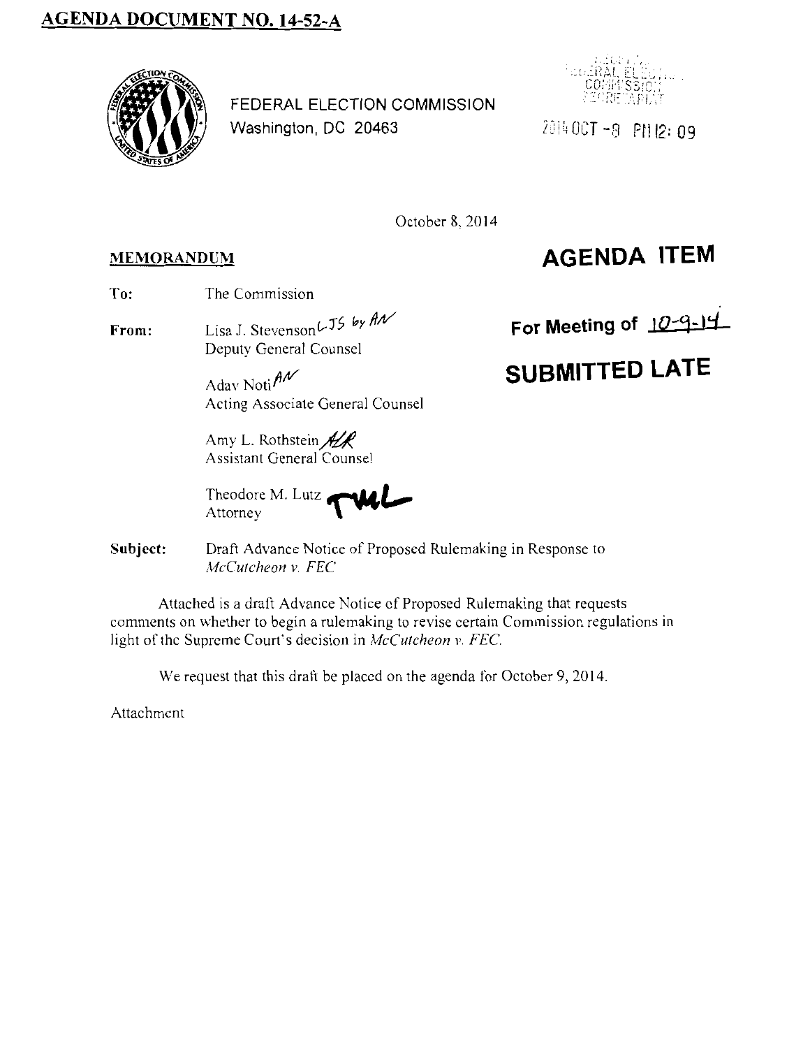# AGENDA DOCUMENT NO. 14-52-A

FEDERAL ELECTION COMMISSION
Washington, DC 20463

RECEIVED
FEDERAL ELECTION
COMMISSION
SECRETARIAT

2014 OCT -8 PM 12: 09

October 8, 2014

**MEMORANDUM**

# AGENDA ITEM

**For Meeting of 10-9-14**

# SUBMITTED LATE

**To:** The Commission

**From:** Lisa J. Stevenson LJS by AN
Deputy General Counsel

Adav Noti AN
Acting Associate General Counsel

Amy L. Rothstein ALR
Assistant General Counsel

Theodore M. Lutz TML
Attorney

**Subject:** Draft Advance Notice of Proposed Rulemaking in Response to *McCutcheon v. FEC*

Attached is a draft Advance Notice of Proposed Rulemaking that requests comments on whether to begin a rulemaking to revise certain Commission regulations in light of the Supreme Court's decision in *McCutcheon v. FEC*.

We request that this draft be placed on the agenda for October 9, 2014.

Attachment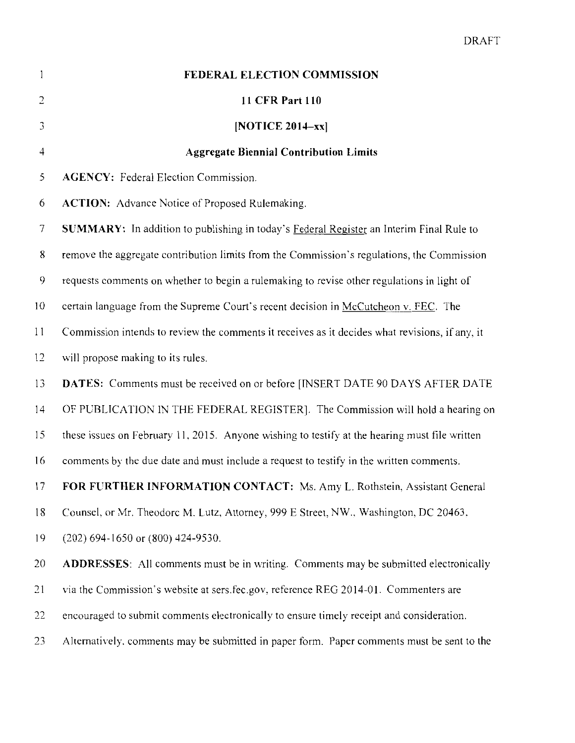# FEDERAL ELECTION COMMISSION

## 11 CFR Part 110

## [NOTICE 2014–xx]

## Aggregate Biennial Contribution Limits

**AGENCY:** Federal Election Commission.

**ACTION:** Advance Notice of Proposed Rulemaking.

**SUMMARY:** In addition to publishing in today's Federal Register an Interim Final Rule to remove the aggregate contribution limits from the Commission's regulations, the Commission requests comments on whether to begin a rulemaking to revise other regulations in light of certain language from the Supreme Court's recent decision in McCutcheon v. FEC. The Commission intends to review the comments it receives as it decides what revisions, if any, it will propose making to its rules.

**DATES:** Comments must be received on or before [INSERT DATE 90 DAYS AFTER DATE OF PUBLICATION IN THE FEDERAL REGISTER]. The Commission will hold a hearing on these issues on February 11, 2015. Anyone wishing to testify at the hearing must file written comments by the due date and must include a request to testify in the written comments.

**FOR FURTHER INFORMATION CONTACT:** Ms. Amy L. Rothstein, Assistant General Counsel, or Mr. Theodore M. Lutz, Attorney, 999 E Street, NW., Washington, DC 20463, (202) 694-1650 or (800) 424-9530.

**ADDRESSES:** All comments must be in writing. Comments may be submitted electronically via the Commission's website at sers.fec.gov, reference REG 2014-01. Commenters are encouraged to submit comments electronically to ensure timely receipt and consideration. Alternatively, comments may be submitted in paper form. Paper comments must be sent to the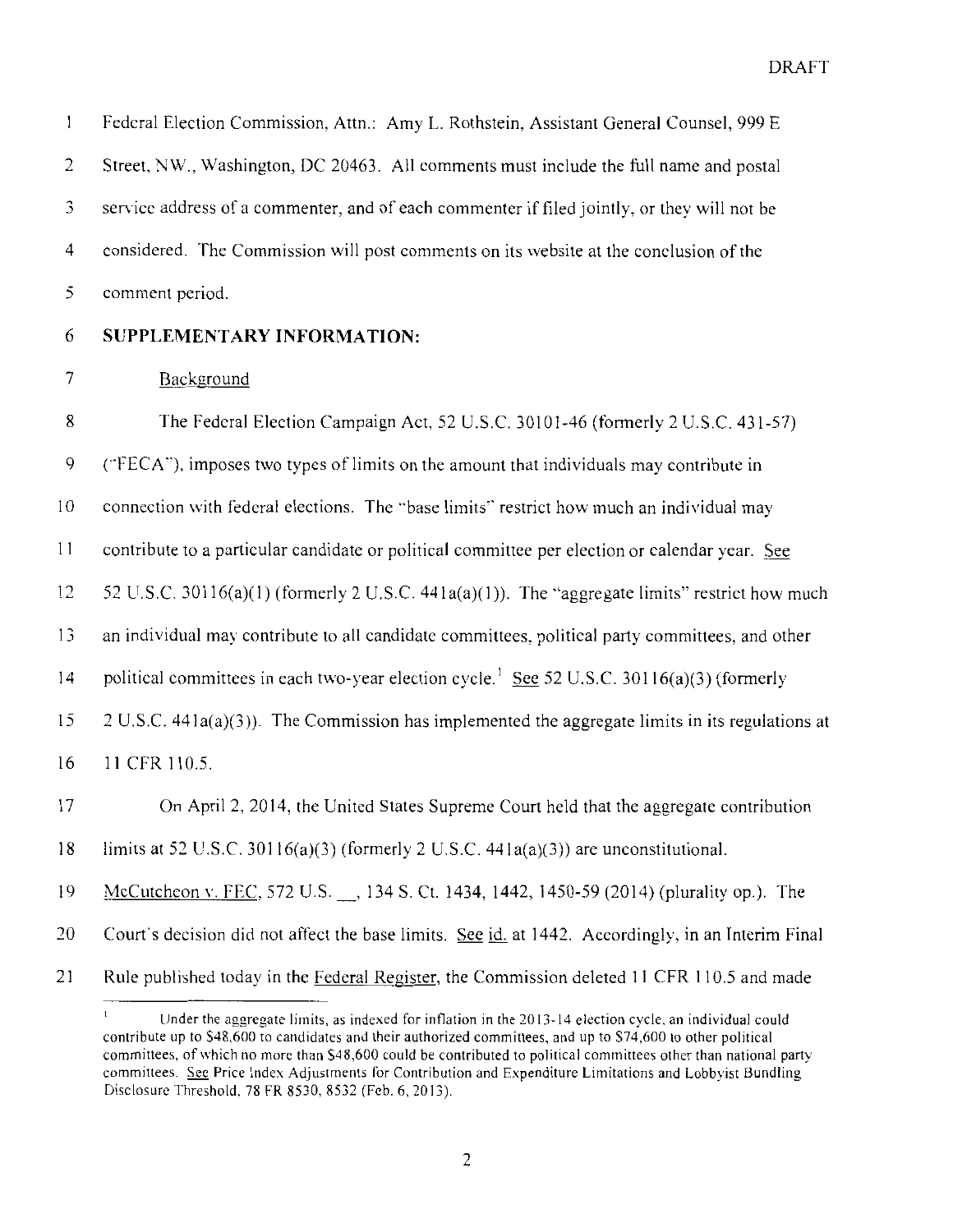Federal Election Commission, Attn.: Amy L. Rothstein, Assistant General Counsel, 999 E Street, NW., Washington, DC 20463. All comments must include the full name and postal service address of a commenter, and of each commenter if filed jointly, or they will not be considered. The Commission will post comments on its website at the conclusion of the comment period.

**SUPPLEMENTARY INFORMATION:**

Background

The Federal Election Campaign Act, 52 U.S.C. 30101-46 (formerly 2 U.S.C. 431-57) ("FECA"), imposes two types of limits on the amount that individuals may contribute in connection with federal elections. The "base limits" restrict how much an individual may contribute to a particular candidate or political committee per election or calendar year. See 52 U.S.C. 30116(a)(1) (formerly 2 U.S.C. 441a(a)(1)). The "aggregate limits" restrict how much an individual may contribute to all candidate committees, political party committees, and other political committees in each two-year election cycle.[1] See 52 U.S.C. 30116(a)(3) (formerly 2 U.S.C. 441a(a)(3)). The Commission has implemented the aggregate limits in its regulations at 11 CFR 110.5.

On April 2, 2014, the United States Supreme Court held that the aggregate contribution limits at 52 U.S.C. 30116(a)(3) (formerly 2 U.S.C. 441a(a)(3)) are unconstitutional. McCutcheon v. FEC, 572 U.S. __, 134 S. Ct. 1434, 1442, 1450-59 (2014) (plurality op.). The Court's decision did not affect the base limits. See id. at 1442. Accordingly, in an Interim Final Rule published today in the Federal Register, the Commission deleted 11 CFR 110.5 and made

[1] Under the aggregate limits, as indexed for inflation in the 2013-14 election cycle, an individual could contribute up to $48,600 to candidates and their authorized committees, and up to $74,600 to other political committees, of which no more than $48,600 could be contributed to political committees other than national party committees. See Price Index Adjustments for Contribution and Expenditure Limitations and Lobbyist Bundling Disclosure Threshold, 78 FR 8530, 8532 (Feb. 6, 2013).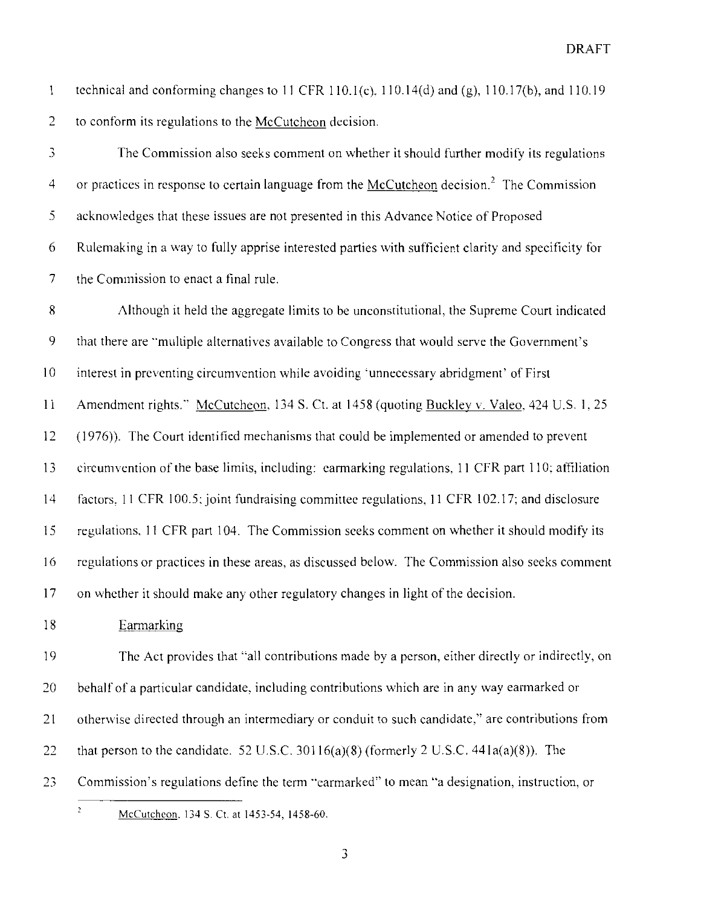technical and conforming changes to 11 CFR 110.1(c), 110.14(d) and (g), 110.17(b), and 110.19 to conform its regulations to the McCutcheon decision.

The Commission also seeks comment on whether it should further modify its regulations or practices in response to certain language from the McCutcheon decision.[2] The Commission acknowledges that these issues are not presented in this Advance Notice of Proposed Rulemaking in a way to fully apprise interested parties with sufficient clarity and specificity for the Commission to enact a final rule.

Although it held the aggregate limits to be unconstitutional, the Supreme Court indicated that there are "multiple alternatives available to Congress that would serve the Government's interest in preventing circumvention while avoiding 'unnecessary abridgment' of First Amendment rights." McCutcheon, 134 S. Ct. at 1458 (quoting Buckley v. Valeo, 424 U.S. 1, 25 (1976)). The Court identified mechanisms that could be implemented or amended to prevent circumvention of the base limits, including: earmarking regulations, 11 CFR part 110; affiliation factors, 11 CFR 100.5; joint fundraising committee regulations, 11 CFR 102.17; and disclosure regulations, 11 CFR part 104. The Commission seeks comment on whether it should modify its regulations or practices in these areas, as discussed below. The Commission also seeks comment on whether it should make any other regulatory changes in light of the decision.

Earmarking

The Act provides that "all contributions made by a person, either directly or indirectly, on behalf of a particular candidate, including contributions which are in any way earmarked or otherwise directed through an intermediary or conduit to such candidate," are contributions from that person to the candidate. 52 U.S.C. 30116(a)(8) (formerly 2 U.S.C. 441a(a)(8)). The Commission's regulations define the term "earmarked" to mean "a designation, instruction, or

[2] McCutcheon, 134 S. Ct. at 1453-54, 1458-60.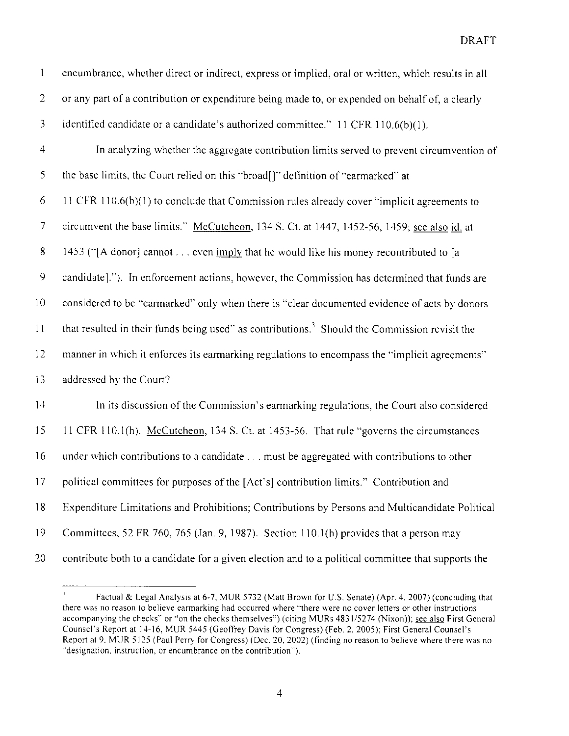encumbrance, whether direct or indirect, express or implied, oral or written, which results in all or any part of a contribution or expenditure being made to, or expended on behalf of, a clearly identified candidate or a candidate's authorized committee." 11 CFR 110.6(b)(1).

In analyzing whether the aggregate contribution limits served to prevent circumvention of the base limits, the Court relied on this "broad[]" definition of "earmarked" at 11 CFR 110.6(b)(1) to conclude that Commission rules already cover "implicit agreements to circumvent the base limits." McCutcheon, 134 S. Ct. at 1447, 1452-56, 1459; see also id. at 1453 ("[A donor] cannot . . . even imply that he would like his money recontributed to [a candidate]."). In enforcement actions, however, the Commission has determined that funds are considered to be "earmarked" only when there is "clear documented evidence of acts by donors that resulted in their funds being used" as contributions.[3] Should the Commission revisit the manner in which it enforces its earmarking regulations to encompass the "implicit agreements" addressed by the Court?

In its discussion of the Commission's earmarking regulations, the Court also considered 11 CFR 110.1(h). McCutcheon, 134 S. Ct. at 1453-56. That rule "governs the circumstances under which contributions to a candidate . . . must be aggregated with contributions to other political committees for purposes of the [Act's] contribution limits." Contribution and Expenditure Limitations and Prohibitions; Contributions by Persons and Multicandidate Political Committees, 52 FR 760, 765 (Jan. 9, 1987). Section 110.1(h) provides that a person may contribute both to a candidate for a given election and to a political committee that supports the

---

[3] Factual & Legal Analysis at 6-7, MUR 5732 (Matt Brown for U.S. Senate) (Apr. 4, 2007) (concluding that there was no reason to believe earmarking had occurred where "there were no cover letters or other instructions accompanying the checks" or "on the checks themselves") (citing MURs 4831/5274 (Nixon)); see also First General Counsel's Report at 14-16, MUR 5445 (Geoffrey Davis for Congress) (Feb. 2, 2005); First General Counsel's Report at 9, MUR 5125 (Paul Perry for Congress) (Dec. 20, 2002) (finding no reason to believe where there was no "designation, instruction, or encumbrance on the contribution").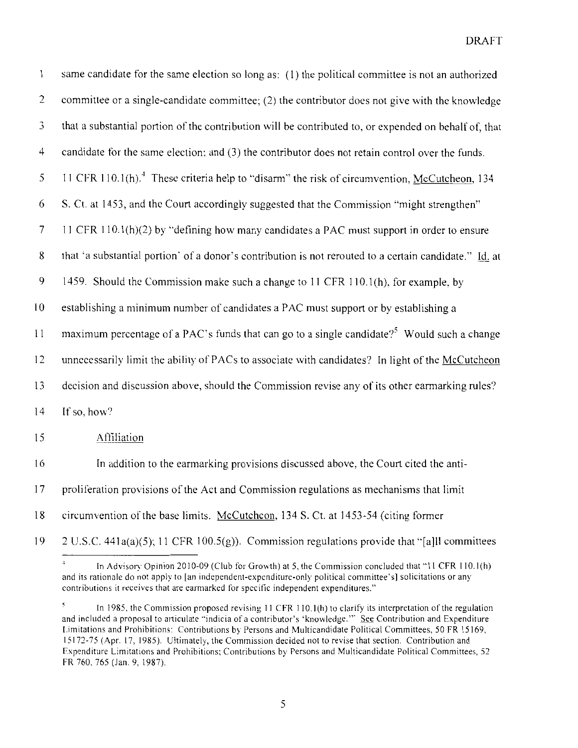same candidate for the same election so long as: (1) the political committee is not an authorized committee or a single-candidate committee; (2) the contributor does not give with the knowledge that a substantial portion of the contribution will be contributed to, or expended on behalf of, that candidate for the same election; and (3) the contributor does not retain control over the funds. 11 CFR 110.1(h).[4] These criteria help to "disarm" the risk of circumvention, McCutcheon, 134 S. Ct. at 1453, and the Court accordingly suggested that the Commission "might strengthen" 11 CFR 110.1(h)(2) by "defining how many candidates a PAC must support in order to ensure that 'a substantial portion' of a donor's contribution is not rerouted to a certain candidate." Id. at 1459. Should the Commission make such a change to 11 CFR 110.1(h), for example, by establishing a minimum number of candidates a PAC must support or by establishing a maximum percentage of a PAC's funds that can go to a single candidate?[5] Would such a change unnecessarily limit the ability of PACs to associate with candidates? In light of the McCutcheon decision and discussion above, should the Commission revise any of its other earmarking rules? If so, how?

Affiliation

In addition to the earmarking provisions discussed above, the Court cited the anti-proliferation provisions of the Act and Commission regulations as mechanisms that limit circumvention of the base limits. McCutcheon, 134 S. Ct. at 1453-54 (citing former 2 U.S.C. 441a(a)(5); 11 CFR 100.5(g)). Commission regulations provide that "[a]ll committees

---

[4] In Advisory Opinion 2010-09 (Club for Growth) at 5, the Commission concluded that "11 CFR 110.1(h) and its rationale do not apply to [an independent-expenditure-only political committee's] solicitations or any contributions it receives that are earmarked for specific independent expenditures."

[5] In 1985, the Commission proposed revising 11 CFR 110.1(h) to clarify its interpretation of the regulation and included a proposal to articulate "indicia of a contributor's 'knowledge.'" See Contribution and Expenditure Limitations and Prohibitions: Contributions by Persons and Multicandidate Political Committees, 50 FR 15169, 15172-75 (Apr. 17, 1985). Ultimately, the Commission decided not to revise that section. Contribution and Expenditure Limitations and Prohibitions; Contributions by Persons and Multicandidate Political Committees, 52 FR 760, 765 (Jan. 9, 1987).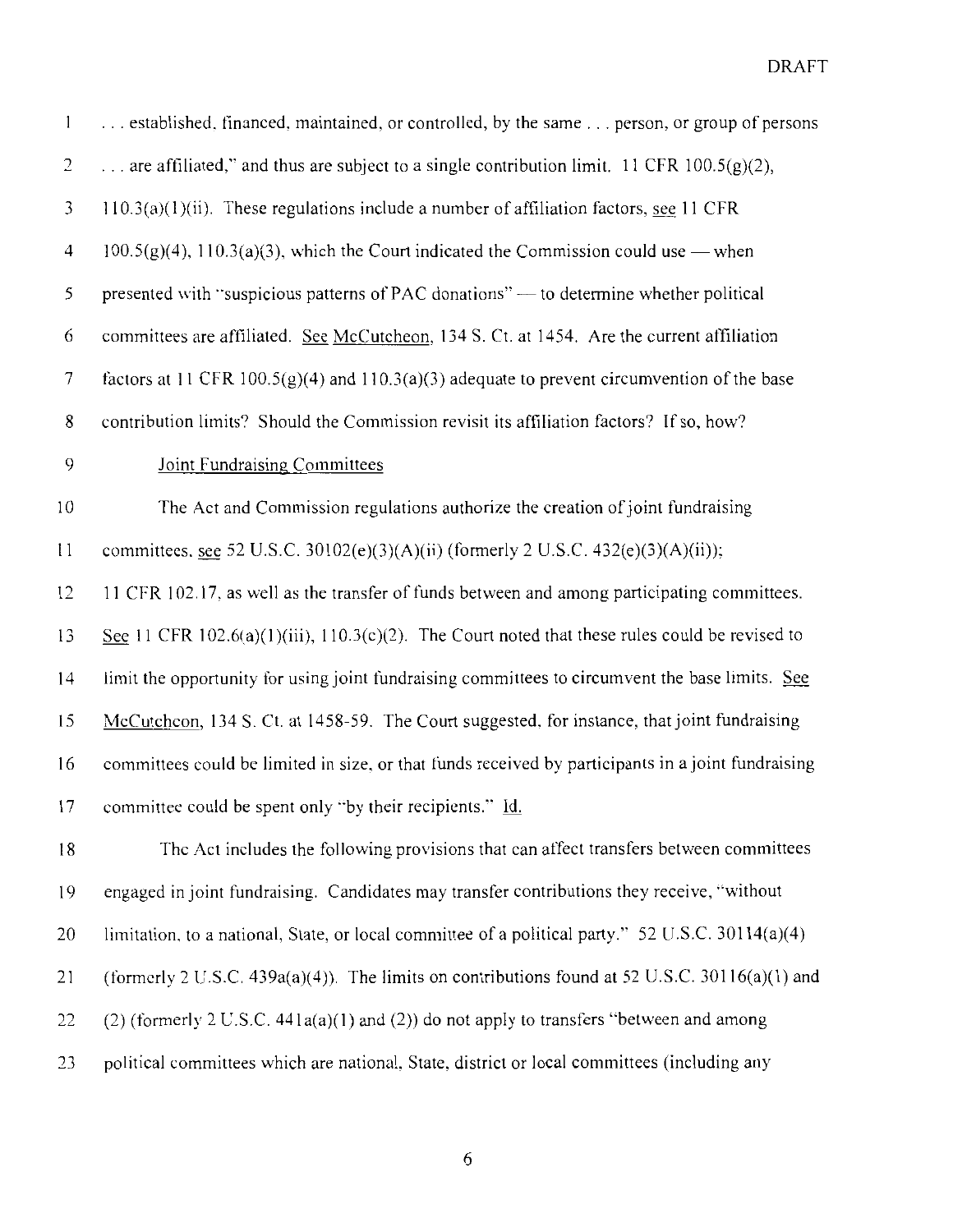. . . established, financed, maintained, or controlled, by the same . . . person, or group of persons . . . are affiliated," and thus are subject to a single contribution limit. 11 CFR 100.5(g)(2), 110.3(a)(1)(ii). These regulations include a number of affiliation factors, see 11 CFR 100.5(g)(4), 110.3(a)(3), which the Court indicated the Commission could use — when presented with "suspicious patterns of PAC donations" — to determine whether political committees are affiliated. See McCutcheon, 134 S. Ct. at 1454. Are the current affiliation factors at 11 CFR 100.5(g)(4) and 110.3(a)(3) adequate to prevent circumvention of the base contribution limits? Should the Commission revisit its affiliation factors? If so, how?

Joint Fundraising Committees

The Act and Commission regulations authorize the creation of joint fundraising committees, see 52 U.S.C. 30102(e)(3)(A)(ii) (formerly 2 U.S.C. 432(e)(3)(A)(ii)); 11 CFR 102.17, as well as the transfer of funds between and among participating committees. See 11 CFR 102.6(a)(1)(iii), 110.3(c)(2). The Court noted that these rules could be revised to limit the opportunity for using joint fundraising committees to circumvent the base limits. See McCutcheon, 134 S. Ct. at 1458-59. The Court suggested, for instance, that joint fundraising committees could be limited in size, or that funds received by participants in a joint fundraising committee could be spent only "by their recipients." Id.

The Act includes the following provisions that can affect transfers between committees engaged in joint fundraising. Candidates may transfer contributions they receive, "without limitation, to a national, State, or local committee of a political party." 52 U.S.C. 30114(a)(4) (formerly 2 U.S.C. 439a(a)(4)). The limits on contributions found at 52 U.S.C. 30116(a)(1) and (2) (formerly 2 U.S.C. 441a(a)(1) and (2)) do not apply to transfers "between and among political committees which are national, State, district or local committees (including any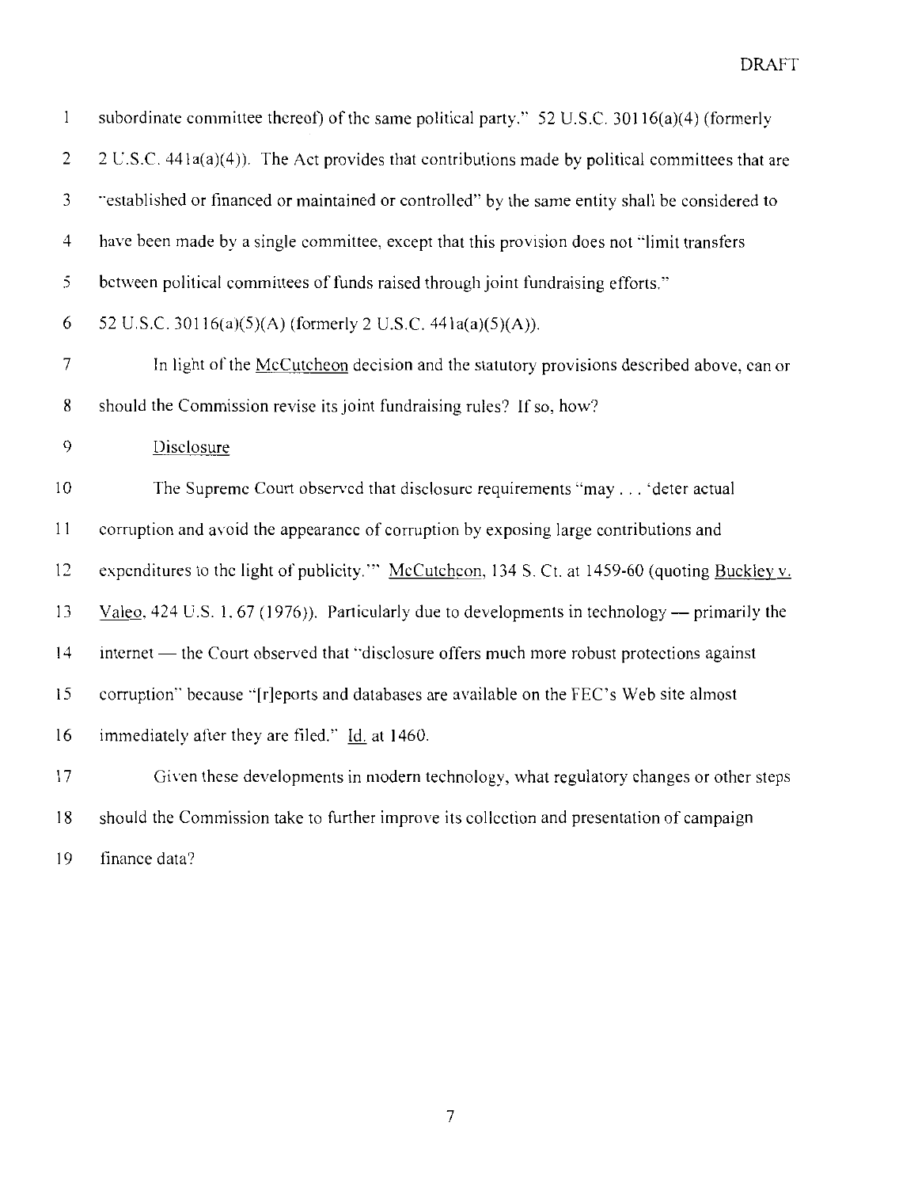subordinate committee thereof) of the same political party." 52 U.S.C. 30116(a)(4) (formerly 2 U.S.C. 441a(a)(4)). The Act provides that contributions made by political committees that are "established or financed or maintained or controlled" by the same entity shall be considered to have been made by a single committee, except that this provision does not "limit transfers between political committees of funds raised through joint fundraising efforts." 52 U.S.C. 30116(a)(5)(A) (formerly 2 U.S.C. 441a(a)(5)(A)).

In light of the McCutcheon decision and the statutory provisions described above, can or should the Commission revise its joint fundraising rules? If so, how?

Disclosure

The Supreme Court observed that disclosure requirements "may . . . 'deter actual corruption and avoid the appearance of corruption by exposing large contributions and expenditures to the light of publicity.'" McCutcheon, 134 S. Ct. at 1459-60 (quoting Buckley v. Valeo, 424 U.S. 1, 67 (1976)). Particularly due to developments in technology — primarily the internet — the Court observed that "disclosure offers much more robust protections against corruption" because "[r]eports and databases are available on the FEC's Web site almost immediately after they are filed." Id. at 1460.

Given these developments in modern technology, what regulatory changes or other steps should the Commission take to further improve its collection and presentation of campaign finance data?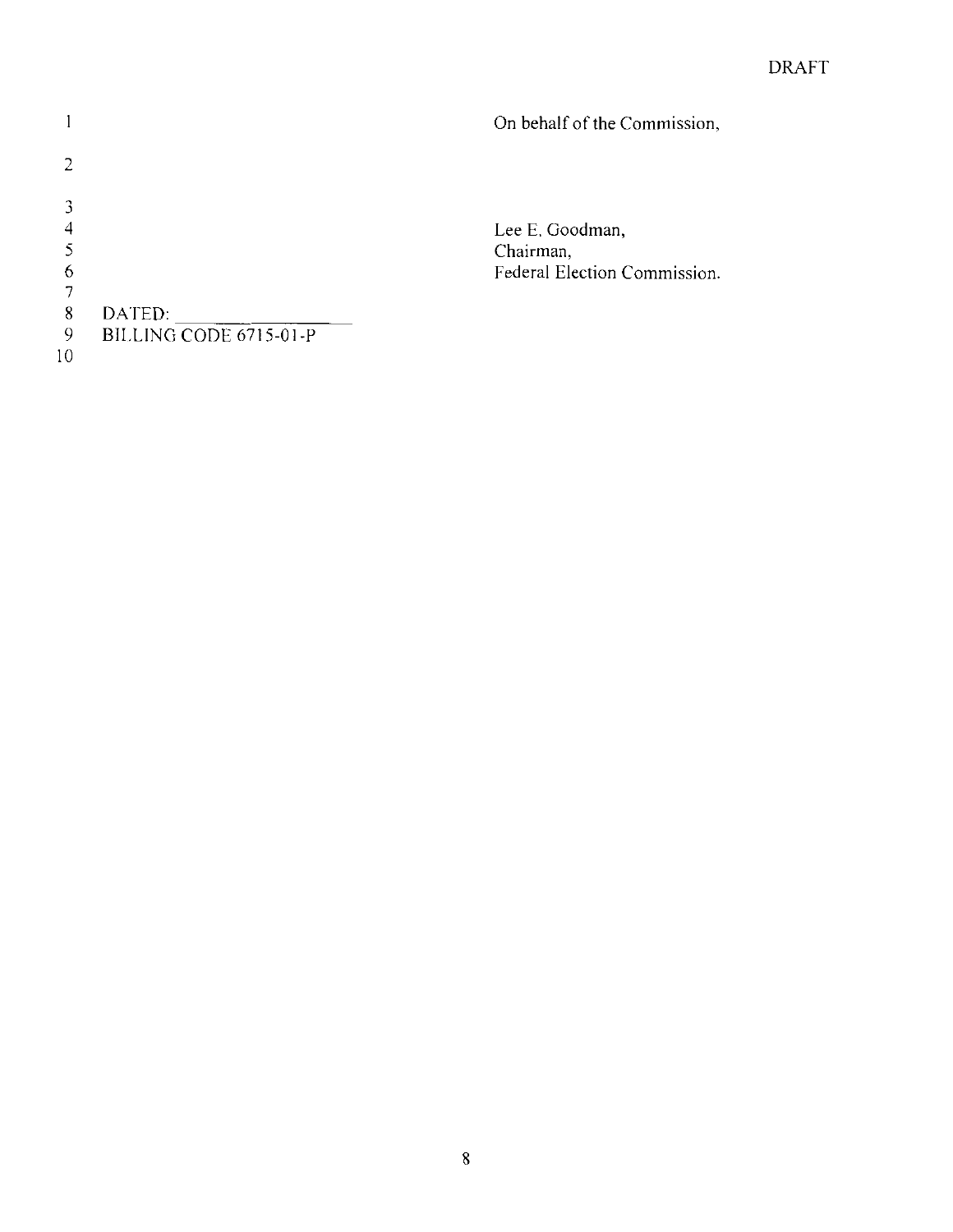On behalf of the Commission,

Lee E. Goodman,
Chairman,
Federal Election Commission.

DATED: ______________

BILLING CODE 6715-01-P